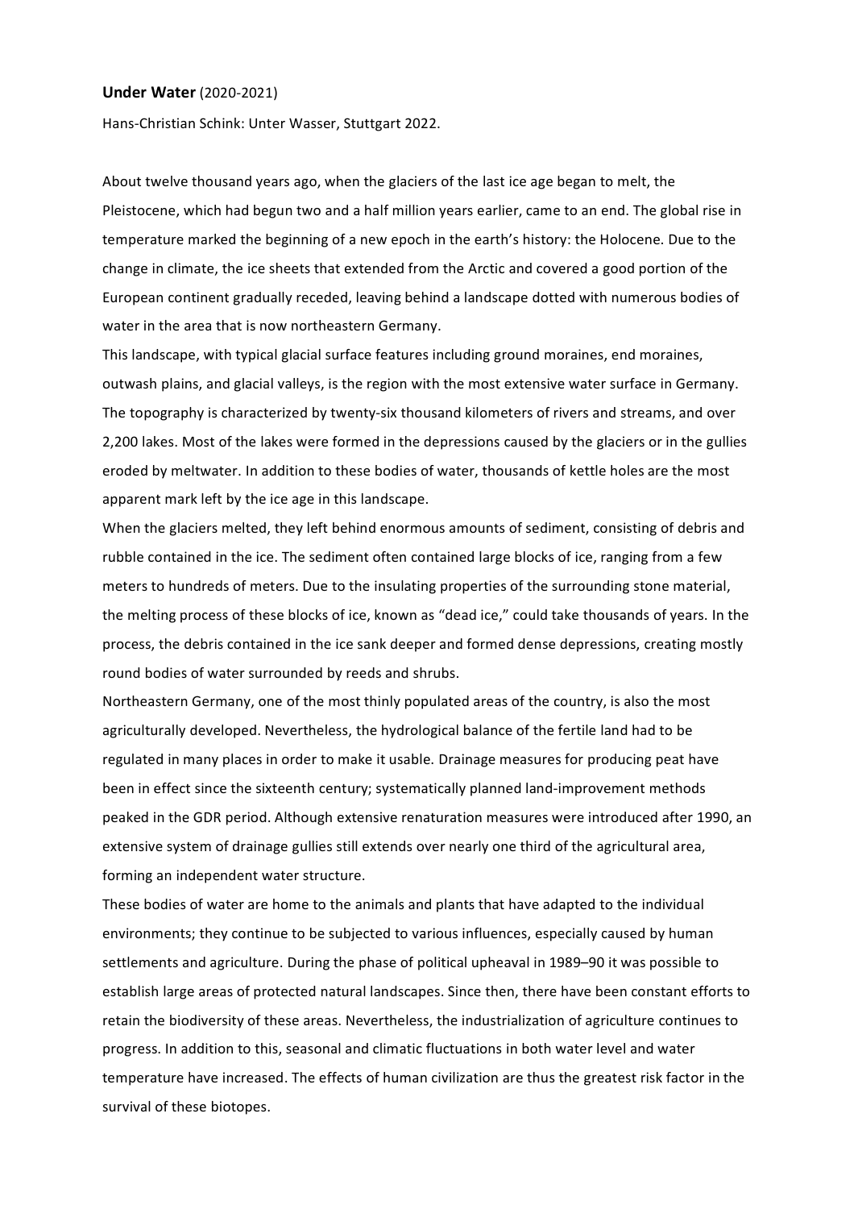**Under Water** (2020-2021)

Hans-Christian Schink: Unter Wasser, Stuttgart 2022.

About twelve thousand years ago, when the glaciers of the last ice age began to melt, the Pleistocene, which had begun two and a half million years earlier, came to an end. The global rise in temperature marked the beginning of a new epoch in the earth's history: the Holocene. Due to the change in climate, the ice sheets that extended from the Arctic and covered a good portion of the European continent gradually receded, leaving behind a landscape dotted with numerous bodies of water in the area that is now northeastern Germany.

This landscape, with typical glacial surface features including ground moraines, end moraines, outwash plains, and glacial valleys, is the region with the most extensive water surface in Germany. The topography is characterized by twenty-six thousand kilometers of rivers and streams, and over 2,200 lakes. Most of the lakes were formed in the depressions caused by the glaciers or in the gullies eroded by meltwater. In addition to these bodies of water, thousands of kettle holes are the most apparent mark left by the ice age in this landscape.

When the glaciers melted, they left behind enormous amounts of sediment, consisting of debris and rubble contained in the ice. The sediment often contained large blocks of ice, ranging from a few meters to hundreds of meters. Due to the insulating properties of the surrounding stone material, the melting process of these blocks of ice, known as "dead ice," could take thousands of years. In the process, the debris contained in the ice sank deeper and formed dense depressions, creating mostly round bodies of water surrounded by reeds and shrubs.

Northeastern Germany, one of the most thinly populated areas of the country, is also the most agriculturally developed. Nevertheless, the hydrological balance of the fertile land had to be regulated in many places in order to make it usable. Drainage measures for producing peat have been in effect since the sixteenth century; systematically planned land-improvement methods peaked in the GDR period. Although extensive renaturation measures were introduced after 1990, an extensive system of drainage gullies still extends over nearly one third of the agricultural area, forming an independent water structure.

These bodies of water are home to the animals and plants that have adapted to the individual environments; they continue to be subjected to various influences, especially caused by human settlements and agriculture. During the phase of political upheaval in 1989–90 it was possible to establish large areas of protected natural landscapes. Since then, there have been constant efforts to retain the biodiversity of these areas. Nevertheless, the industrialization of agriculture continues to progress. In addition to this, seasonal and climatic fluctuations in both water level and water temperature have increased. The effects of human civilization are thus the greatest risk factor in the survival of these biotopes.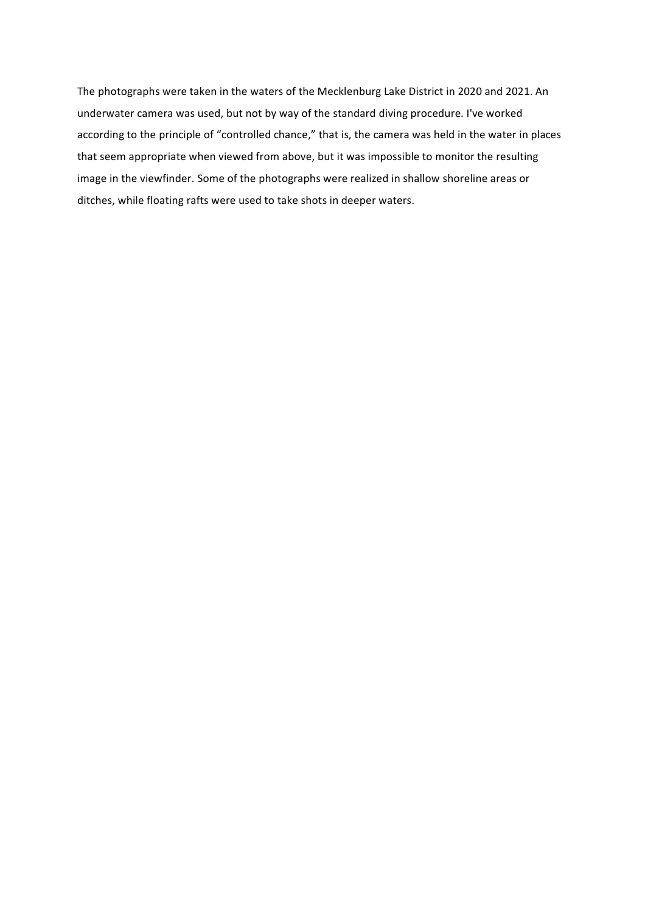The photographs were taken in the waters of the Mecklenburg Lake District in 2020 and 2021. An underwater camera was used, but not by way of the standard diving procedure. I've worked according to the principle of "controlled chance," that is, the camera was held in the water in places that seem appropriate when viewed from above, but it was impossible to monitor the resulting image in the viewfinder. Some of the photographs were realized in shallow shoreline areas or ditches, while floating rafts were used to take shots in deeper waters.